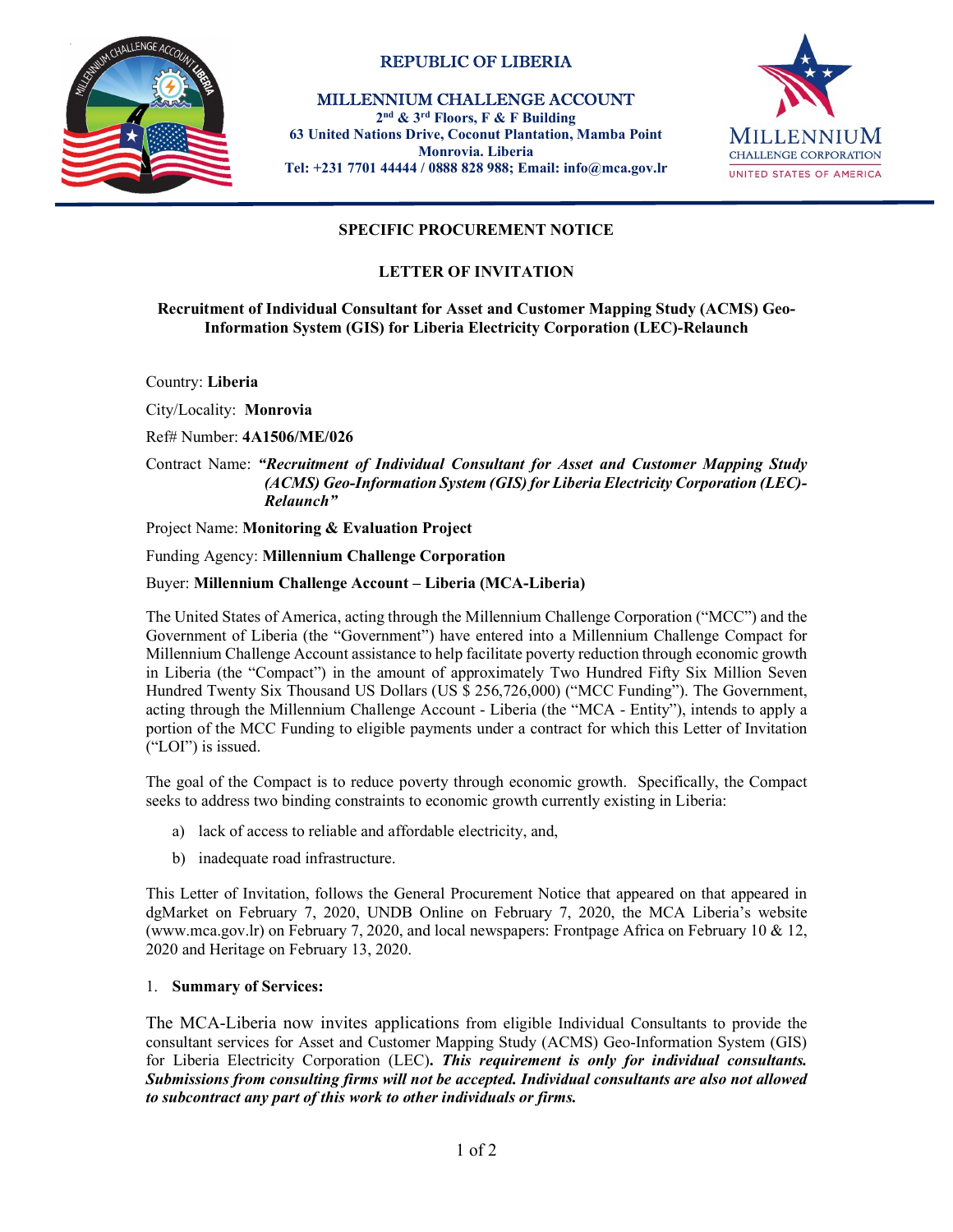REPUBLIC OF LIBERIA

MILLENNIUM CHALLENGE ACCOUNT
2nd & 3rd Floors, F & F Building
63 United Nations Drive, Coconut Plantation, Mamba Point
Monrovia. Liberia
Tel: +231 7701 44444 / 0888 828 988; Email: info@mca.gov.lr

**SPECIFIC PROCUREMENT NOTICE**

**LETTER OF INVITATION**

**Recruitment of Individual Consultant for Asset and Customer Mapping Study (ACMS) Geo-Information System (GIS) for Liberia Electricity Corporation (LEC)-Relaunch**

Country: **Liberia**

City/Locality: **Monrovia**

Ref# Number: **4A1506/ME/026**

Contract Name: ***"Recruitment of Individual Consultant for Asset and Customer Mapping Study (ACMS) Geo-Information System (GIS) for Liberia Electricity Corporation (LEC)-Relaunch"***

Project Name: **Monitoring & Evaluation Project**

Funding Agency: **Millennium Challenge Corporation**

Buyer: **Millennium Challenge Account – Liberia (MCA-Liberia)**

The United States of America, acting through the Millennium Challenge Corporation ("MCC") and the Government of Liberia (the "Government") have entered into a Millennium Challenge Compact for Millennium Challenge Account assistance to help facilitate poverty reduction through economic growth in Liberia (the "Compact") in the amount of approximately Two Hundred Fifty Six Million Seven Hundred Twenty Six Thousand US Dollars (US $ 256,726,000) ("MCC Funding"). The Government, acting through the Millennium Challenge Account - Liberia (the "MCA - Entity"), intends to apply a portion of the MCC Funding to eligible payments under a contract for which this Letter of Invitation ("LOI") is issued.

The goal of the Compact is to reduce poverty through economic growth. Specifically, the Compact seeks to address two binding constraints to economic growth currently existing in Liberia:

a) lack of access to reliable and affordable electricity, and,

b) inadequate road infrastructure.

This Letter of Invitation, follows the General Procurement Notice that appeared on that appeared in dgMarket on February 7, 2020, UNDB Online on February 7, 2020, the MCA Liberia's website (www.mca.gov.lr) on February 7, 2020, and local newspapers: Frontpage Africa on February 10 & 12, 2020 and Heritage on February 13, 2020.

1. **Summary of Services:**

The MCA-Liberia now invites applications from eligible Individual Consultants to provide the consultant services for Asset and Customer Mapping Study (ACMS) Geo-Information System (GIS) for Liberia Electricity Corporation (LEC)**.** ***This requirement is only for individual consultants. Submissions from consulting firms will not be accepted. Individual consultants are also not allowed to subcontract any part of this work to other individuals or firms.***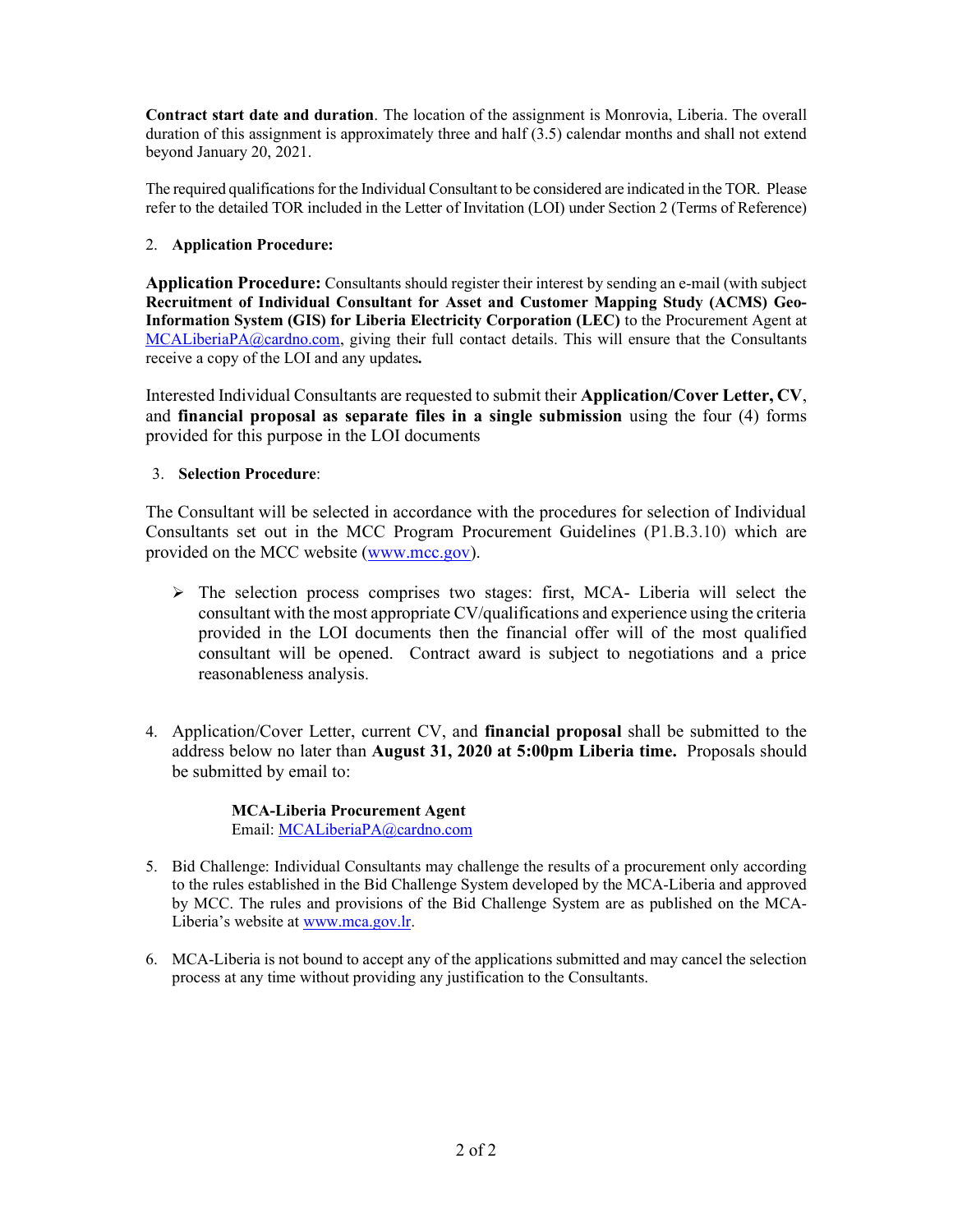**Contract start date and duration**. The location of the assignment is Monrovia, Liberia. The overall duration of this assignment is approximately three and half (3.5) calendar months and shall not extend beyond January 20, 2021.

The required qualifications for the Individual Consultant to be considered are indicated in the TOR. Please refer to the detailed TOR included in the Letter of Invitation (LOI) under Section 2 (Terms of Reference)

2. **Application Procedure:**

**Application Procedure:** Consultants should register their interest by sending an e-mail (with subject **Recruitment of Individual Consultant for Asset and Customer Mapping Study (ACMS) Geo-Information System (GIS) for Liberia Electricity Corporation (LEC)** to the Procurement Agent at MCALiberiaPA@cardno.com, giving their full contact details. This will ensure that the Consultants receive a copy of the LOI and any updates**.**

Interested Individual Consultants are requested to submit their **Application/Cover Letter, CV**, and **financial proposal as separate files in a single submission** using the four (4) forms provided for this purpose in the LOI documents

3. **Selection Procedure**:

The Consultant will be selected in accordance with the procedures for selection of Individual Consultants set out in the MCC Program Procurement Guidelines (P1.B.3.10) which are provided on the MCC website (www.mcc.gov).

- The selection process comprises two stages: first, MCA- Liberia will select the consultant with the most appropriate CV/qualifications and experience using the criteria provided in the LOI documents then the financial offer will of the most qualified consultant will be opened. Contract award is subject to negotiations and a price reasonableness analysis.

4. Application/Cover Letter, current CV, and **financial proposal** shall be submitted to the address below no later than **August 31, 2020 at 5:00pm Liberia time.** Proposals should be submitted by email to:

   **MCA-Liberia Procurement Agent**
   Email: MCALiberiaPA@cardno.com

5. Bid Challenge: Individual Consultants may challenge the results of a procurement only according to the rules established in the Bid Challenge System developed by the MCA-Liberia and approved by MCC. The rules and provisions of the Bid Challenge System are as published on the MCA-Liberia's website at www.mca.gov.lr.

6. MCA-Liberia is not bound to accept any of the applications submitted and may cancel the selection process at any time without providing any justification to the Consultants.